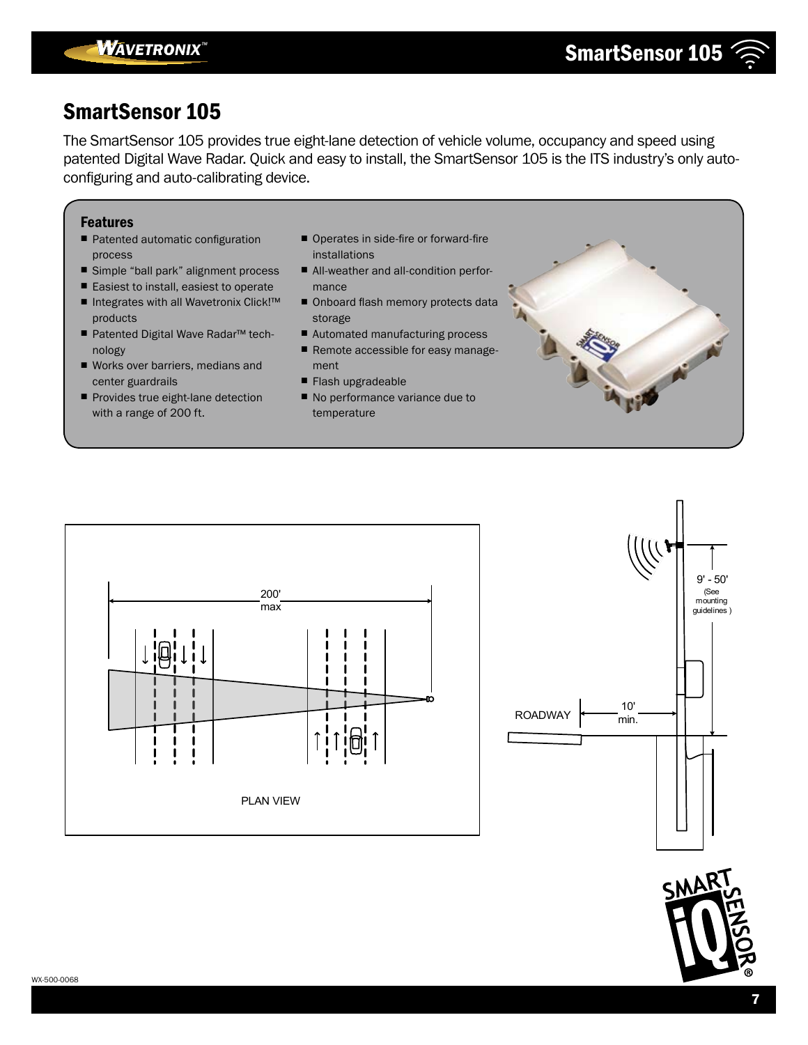# SmartSensor 105

The SmartSensor 105 provides true eight-lane detection of vehicle volume, occupancy and speed using patented Digital Wave Radar. Quick and easy to install, the SmartSensor 105 is the ITS industry's only auto-configuring and auto-calibrating device.

### Features

- Patented automatic configuration process
- Simple "ball park" alignment process
- Easiest to install, easiest to operate
- Integrates with all Wavetronix Click!™ products
- Patented Digital Wave Radar™ technology
- Works over barriers, medians and center guardrails
- Provides true eight-lane detection with a range of 200 ft.
- Operates in side-fire or forward-fire installations
- All-weather and all-condition performance
- Onboard flash memory protects data storage
- Automated manufacturing process
- Remote accessible for easy management
- Flash upgradeable
- No performance variance due to temperature

200' max

PLAN VIEW

9' - 50' (See mounting guidelines )

ROADWAY

10' min.

WX-500-0068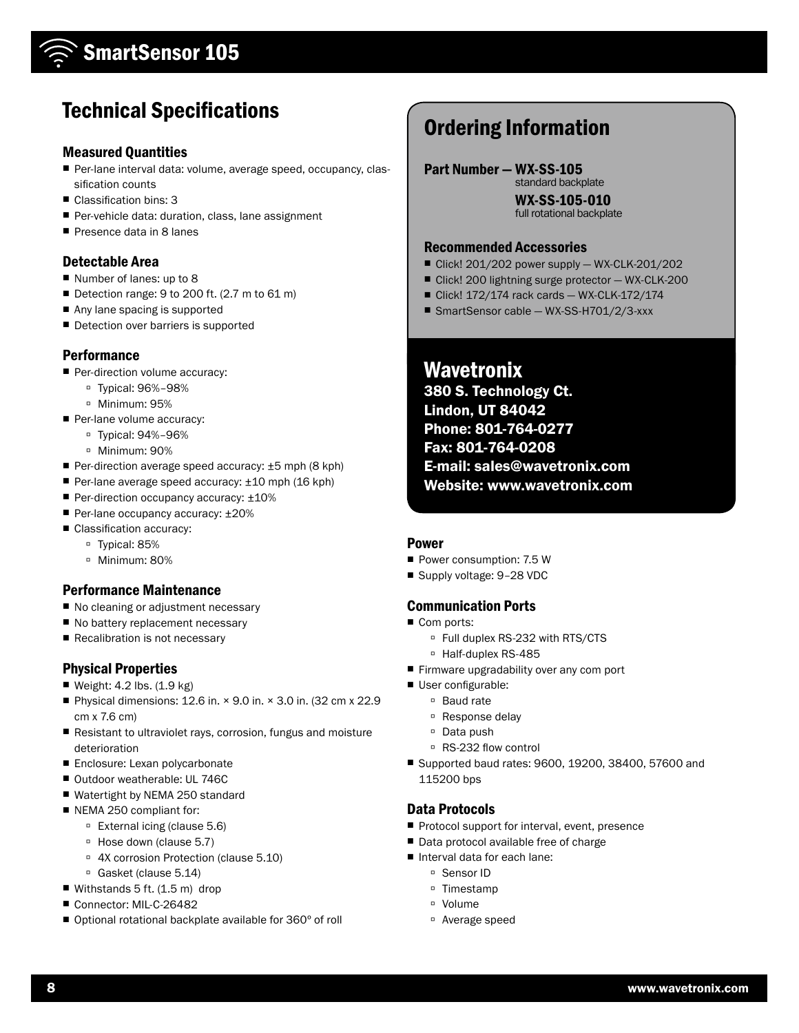# SmartSensor 105

## Technical Specifications

### Measured Quantities

- Per-lane interval data: volume, average speed, occupancy, classification counts
- Classification bins: 3
- Per-vehicle data: duration, class, lane assignment
- Presence data in 8 lanes

### Detectable Area

- Number of lanes: up to 8
- Detection range: 9 to 200 ft. (2.7 m to 61 m)
- Any lane spacing is supported
- Detection over barriers is supported

### Performance

- Per-direction volume accuracy:
  - Typical: 96%–98%
  - Minimum: 95%
- Per-lane volume accuracy:
  - Typical: 94%–96%
  - Minimum: 90%
- Per-direction average speed accuracy: ±5 mph (8 kph)
- Per-lane average speed accuracy: ±10 mph (16 kph)
- Per-direction occupancy accuracy: ±10%
- Per-lane occupancy accuracy: ±20%
- Classification accuracy:
  - Typical: 85%
  - Minimum: 80%

### Performance Maintenance

- No cleaning or adjustment necessary
- No battery replacement necessary
- Recalibration is not necessary

### Physical Properties

- Weight: 4.2 lbs. (1.9 kg)
- Physical dimensions: 12.6 in. × 9.0 in. × 3.0 in. (32 cm x 22.9 cm x 7.6 cm)
- Resistant to ultraviolet rays, corrosion, fungus and moisture deterioration
- Enclosure: Lexan polycarbonate
- Outdoor weatherable: UL 746C
- Watertight by NEMA 250 standard
- NEMA 250 compliant for:
  - External icing (clause 5.6)
  - Hose down (clause 5.7)
  - 4X corrosion Protection (clause 5.10)
  - Gasket (clause 5.14)
- Withstands 5 ft. (1.5 m) drop
- Connector: MIL-C-26482
- Optional rotational backplate available for 360° of roll

## Ordering Information

**Part Number — WX-SS-105**
standard backplate

**WX-SS-105-010**
full rotational backplate

### Recommended Accessories

- Click! 201/202 power supply — WX-CLK-201/202
- Click! 200 lightning surge protector — WX-CLK-200
- Click! 172/174 rack cards — WX-CLK-172/174
- SmartSensor cable — WX-SS-H701/2/3-xxx

## Wavetronix

**380 S. Technology Ct.**
**Lindon, UT 84042**
**Phone: 801-764-0277**
**Fax: 801-764-0208**
**E-mail: sales@wavetronix.com**
**Website: www.wavetronix.com**

### Power

- Power consumption: 7.5 W
- Supply voltage: 9–28 VDC

### Communication Ports

- Com ports:
  - Full duplex RS-232 with RTS/CTS
  - Half-duplex RS-485
- Firmware upgradability over any com port
- User configurable:
  - Baud rate
  - Response delay
  - Data push
  - RS-232 flow control
- Supported baud rates: 9600, 19200, 38400, 57600 and 115200 bps

### Data Protocols

- Protocol support for interval, event, presence
- Data protocol available free of charge
- Interval data for each lane:
  - Sensor ID
  - Timestamp
  - Volume
  - Average speed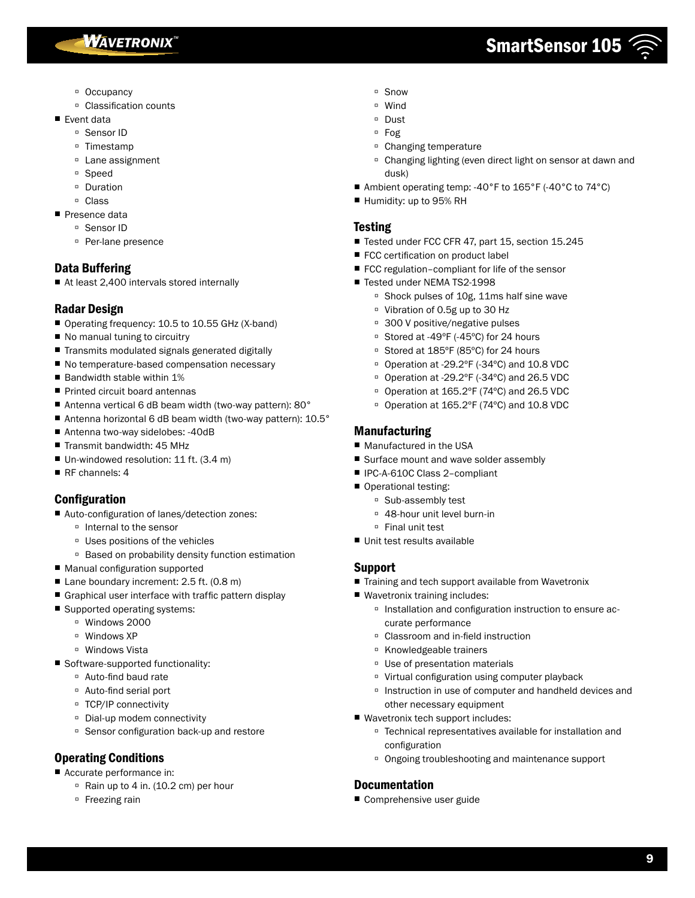- Occupancy
- Classification counts

- Event data
  - Sensor ID
  - Timestamp
  - Lane assignment
  - Speed
  - Duration
  - Class
- Presence data
  - Sensor ID
  - Per-lane presence

## Data Buffering

- At least 2,400 intervals stored internally

## Radar Design

- Operating frequency: 10.5 to 10.55 GHz (X-band)
- No manual tuning to circuitry
- Transmits modulated signals generated digitally
- No temperature-based compensation necessary
- Bandwidth stable within 1%
- Printed circuit board antennas
- Antenna vertical 6 dB beam width (two-way pattern): 80°
- Antenna horizontal 6 dB beam width (two-way pattern): 10.5°
- Antenna two-way sidelobes: -40dB
- Transmit bandwidth: 45 MHz
- Un-windowed resolution: 11 ft. (3.4 m)
- RF channels: 4

## Configuration

- Auto-configuration of lanes/detection zones:
  - Internal to the sensor
  - Uses positions of the vehicles
  - Based on probability density function estimation
- Manual configuration supported
- Lane boundary increment: 2.5 ft. (0.8 m)
- Graphical user interface with traffic pattern display
- Supported operating systems:
  - Windows 2000
  - Windows XP
  - Windows Vista
- Software-supported functionality:
  - Auto-find baud rate
  - Auto-find serial port
  - TCP/IP connectivity
  - Dial-up modem connectivity
  - Sensor configuration back-up and restore

## Operating Conditions

- Accurate performance in:
  - Rain up to 4 in. (10.2 cm) per hour
  - Freezing rain
  - Snow
  - Wind
  - Dust
  - Fog
  - Changing temperature
  - Changing lighting (even direct light on sensor at dawn and dusk)
- Ambient operating temp: -40°F to 165°F (-40°C to 74°C)
- Humidity: up to 95% RH

## Testing

- Tested under FCC CFR 47, part 15, section 15.245
- FCC certification on product label
- FCC regulation–compliant for life of the sensor
- Tested under NEMA TS2-1998
  - Shock pulses of 10g, 11ms half sine wave
  - Vibration of 0.5g up to 30 Hz
  - 300 V positive/negative pulses
  - Stored at -49ºF (-45ºC) for 24 hours
  - Stored at 185ºF (85ºC) for 24 hours
  - Operation at -29.2ºF (-34ºC) and 10.8 VDC
  - Operation at -29.2ºF (-34ºC) and 26.5 VDC
  - Operation at 165.2ºF (74ºC) and 26.5 VDC
  - Operation at 165.2ºF (74ºC) and 10.8 VDC

## Manufacturing

- Manufactured in the USA
- Surface mount and wave solder assembly
- IPC-A-610C Class 2–compliant
- Operational testing:
  - Sub-assembly test
  - 48-hour unit level burn-in
  - Final unit test
- Unit test results available

## Support

- Training and tech support available from Wavetronix
- Wavetronix training includes:
  - Installation and configuration instruction to ensure accurate performance
  - Classroom and in-field instruction
  - Knowledgeable trainers
  - Use of presentation materials
  - Virtual configuration using computer playback
  - Instruction in use of computer and handheld devices and other necessary equipment
- Wavetronix tech support includes:
  - Technical representatives available for installation and configuration
  - Ongoing troubleshooting and maintenance support

## Documentation

- Comprehensive user guide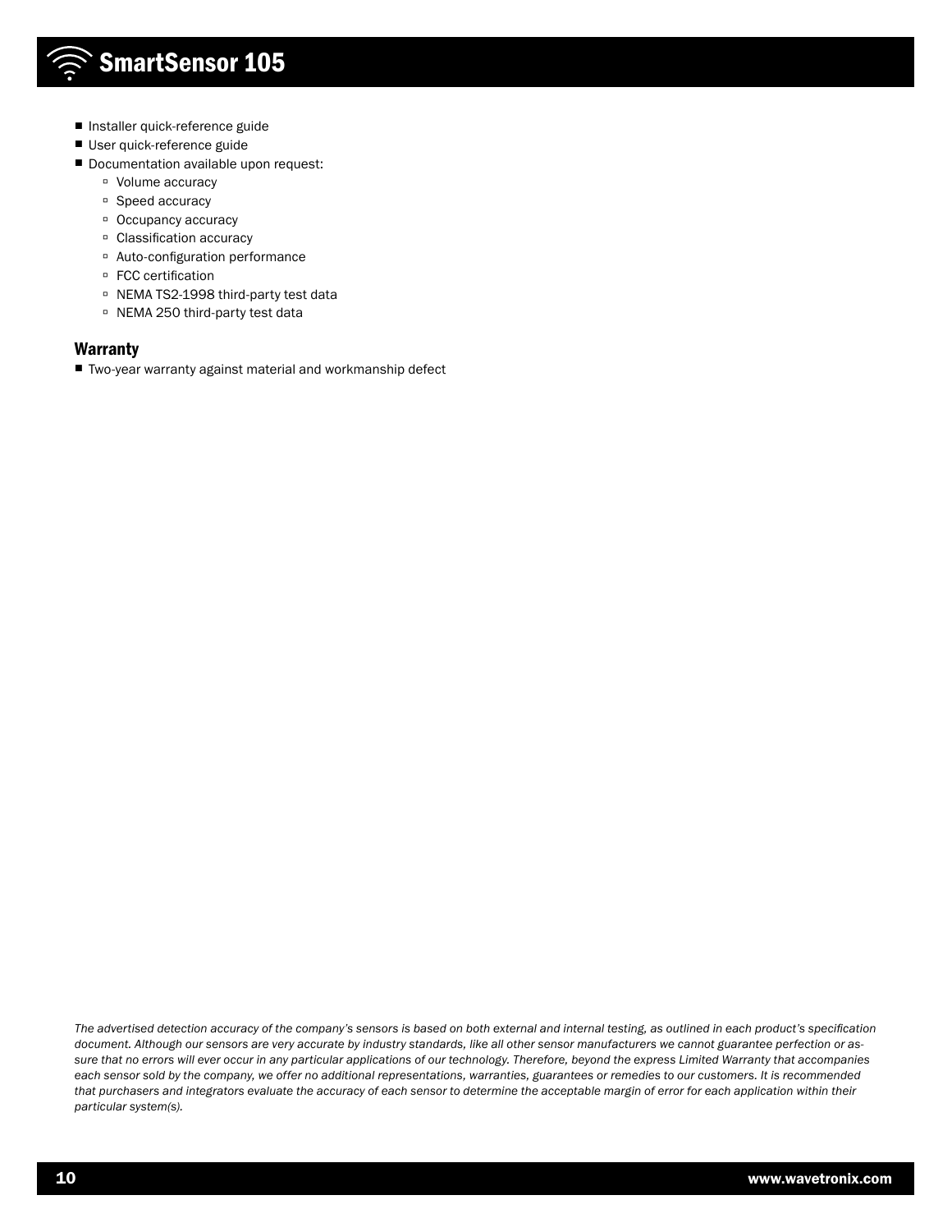- Installer quick-reference guide
- User quick-reference guide
- Documentation available upon request:
  - Volume accuracy
  - Speed accuracy
  - Occupancy accuracy
  - Classification accuracy
  - Auto-configuration performance
  - FCC certification
  - NEMA TS2-1998 third-party test data
  - NEMA 250 third-party test data

## Warranty

- Two-year warranty against material and workmanship defect

*The advertised detection accuracy of the company's sensors is based on both external and internal testing, as outlined in each product's specification document. Although our sensors are very accurate by industry standards, like all other sensor manufacturers we cannot guarantee perfection or assure that no errors will ever occur in any particular applications of our technology. Therefore, beyond the express Limited Warranty that accompanies each sensor sold by the company, we offer no additional representations, warranties, guarantees or remedies to our customers. It is recommended that purchasers and integrators evaluate the accuracy of each sensor to determine the acceptable margin of error for each application within their particular system(s).*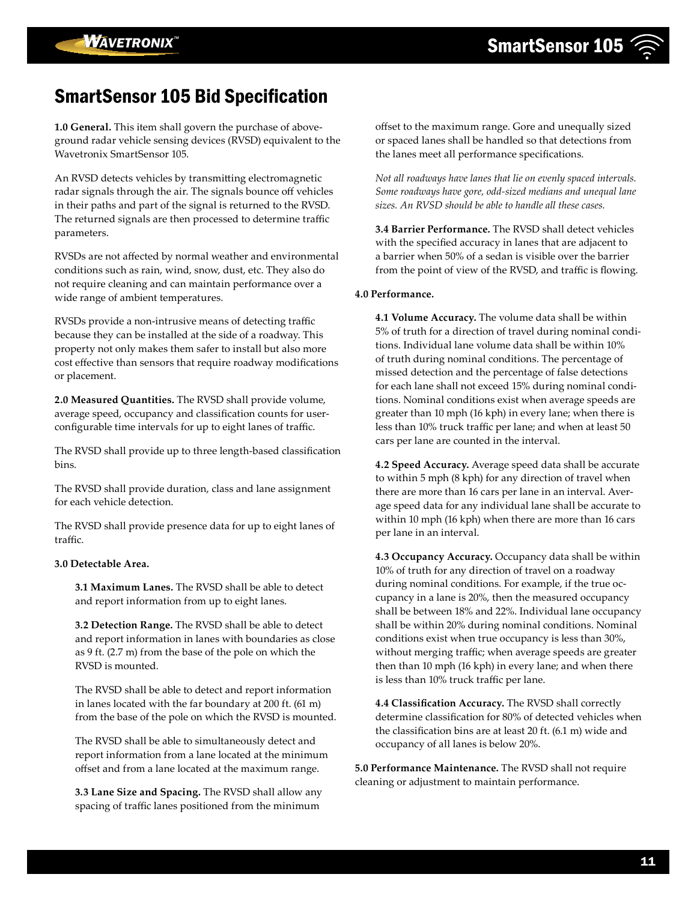# SmartSensor 105 Bid Specification

**1.0 General.** This item shall govern the purchase of above-ground radar vehicle sensing devices (RVSD) equivalent to the Wavetronix SmartSensor 105.

An RVSD detects vehicles by transmitting electromagnetic radar signals through the air. The signals bounce off vehicles in their paths and part of the signal is returned to the RVSD. The returned signals are then processed to determine traffic parameters.

RVSDs are not affected by normal weather and environmental conditions such as rain, wind, snow, dust, etc. They also do not require cleaning and can maintain performance over a wide range of ambient temperatures.

RVSDs provide a non-intrusive means of detecting traffic because they can be installed at the side of a roadway. This property not only makes them safer to install but also more cost effective than sensors that require roadway modifications or placement.

**2.0 Measured Quantities.** The RVSD shall provide volume, average speed, occupancy and classification counts for user-configurable time intervals for up to eight lanes of traffic.

The RVSD shall provide up to three length-based classification bins.

The RVSD shall provide duration, class and lane assignment for each vehicle detection.

The RVSD shall provide presence data for up to eight lanes of traffic.

**3.0 Detectable Area.**

**3.1 Maximum Lanes.** The RVSD shall be able to detect and report information from up to eight lanes.

**3.2 Detection Range.** The RVSD shall be able to detect and report information in lanes with boundaries as close as 9 ft. (2.7 m) from the base of the pole on which the RVSD is mounted.

The RVSD shall be able to detect and report information in lanes located with the far boundary at 200 ft. (61 m) from the base of the pole on which the RVSD is mounted.

The RVSD shall be able to simultaneously detect and report information from a lane located at the minimum offset and from a lane located at the maximum range.

**3.3 Lane Size and Spacing.** The RVSD shall allow any spacing of traffic lanes positioned from the minimum offset to the maximum range. Gore and unequally sized or spaced lanes shall be handled so that detections from the lanes meet all performance specifications.

*Not all roadways have lanes that lie on evenly spaced intervals. Some roadways have gore, odd-sized medians and unequal lane sizes. An RVSD should be able to handle all these cases.*

**3.4 Barrier Performance.** The RVSD shall detect vehicles with the specified accuracy in lanes that are adjacent to a barrier when 50% of a sedan is visible over the barrier from the point of view of the RVSD, and traffic is flowing.

**4.0 Performance.**

**4.1 Volume Accuracy.** The volume data shall be within 5% of truth for a direction of travel during nominal conditions. Individual lane volume data shall be within 10% of truth during nominal conditions. The percentage of missed detection and the percentage of false detections for each lane shall not exceed 15% during nominal conditions. Nominal conditions exist when average speeds are greater than 10 mph (16 kph) in every lane; when there is less than 10% truck traffic per lane; and when at least 50 cars per lane are counted in the interval.

**4.2 Speed Accuracy.** Average speed data shall be accurate to within 5 mph (8 kph) for any direction of travel when there are more than 16 cars per lane in an interval. Average speed data for any individual lane shall be accurate to within 10 mph (16 kph) when there are more than 16 cars per lane in an interval.

**4.3 Occupancy Accuracy.** Occupancy data shall be within 10% of truth for any direction of travel on a roadway during nominal conditions. For example, if the true occupancy in a lane is 20%, then the measured occupancy shall be between 18% and 22%. Individual lane occupancy shall be within 20% during nominal conditions. Nominal conditions exist when true occupancy is less than 30%, without merging traffic; when average speeds are greater then than 10 mph (16 kph) in every lane; and when there is less than 10% truck traffic per lane.

**4.4 Classification Accuracy.** The RVSD shall correctly determine classification for 80% of detected vehicles when the classification bins are at least 20 ft. (6.1 m) wide and occupancy of all lanes is below 20%.

**5.0 Performance Maintenance.** The RVSD shall not require cleaning or adjustment to maintain performance.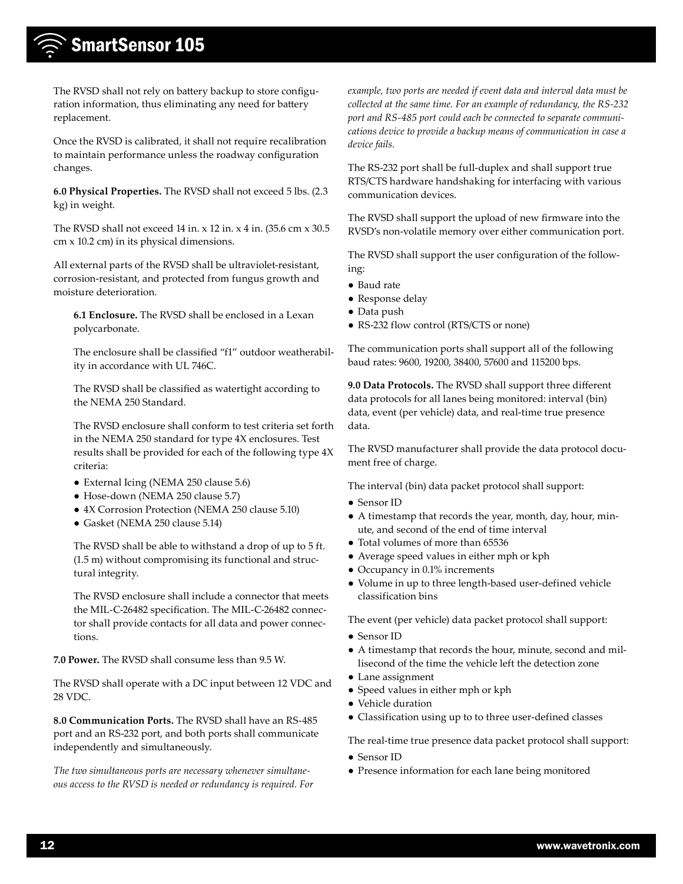The RVSD shall not rely on battery backup to store configuration information, thus eliminating any need for battery replacement.

Once the RVSD is calibrated, it shall not require recalibration to maintain performance unless the roadway configuration changes.

**6.0 Physical Properties.** The RVSD shall not exceed 5 lbs. (2.3 kg) in weight.

The RVSD shall not exceed 14 in. x 12 in. x 4 in. (35.6 cm x 30.5 cm x 10.2 cm) in its physical dimensions.

All external parts of the RVSD shall be ultraviolet-resistant, corrosion-resistant, and protected from fungus growth and moisture deterioration.

**6.1 Enclosure.** The RVSD shall be enclosed in a Lexan polycarbonate.

The enclosure shall be classified "f1" outdoor weatherability in accordance with UL 746C.

The RVSD shall be classified as watertight according to the NEMA 250 Standard.

The RVSD enclosure shall conform to test criteria set forth in the NEMA 250 standard for type 4X enclosures. Test results shall be provided for each of the following type 4X criteria:

- External Icing (NEMA 250 clause 5.6)
- Hose-down (NEMA 250 clause 5.7)
- 4X Corrosion Protection (NEMA 250 clause 5.10)
- Gasket (NEMA 250 clause 5.14)

The RVSD shall be able to withstand a drop of up to 5 ft. (1.5 m) without compromising its functional and structural integrity.

The RVSD enclosure shall include a connector that meets the MIL-C-26482 specification. The MIL-C-26482 connector shall provide contacts for all data and power connections.

**7.0 Power.** The RVSD shall consume less than 9.5 W.

The RVSD shall operate with a DC input between 12 VDC and 28 VDC.

**8.0 Communication Ports.** The RVSD shall have an RS-485 port and an RS-232 port, and both ports shall communicate independently and simultaneously.

*The two simultaneous ports are necessary whenever simultaneous access to the RVSD is needed or redundancy is required. For example, two ports are needed if event data and interval data must be collected at the same time. For an example of redundancy, the RS-232 port and RS-485 port could each be connected to separate communications device to provide a backup means of communication in case a device fails.*

The RS-232 port shall be full-duplex and shall support true RTS/CTS hardware handshaking for interfacing with various communication devices.

The RVSD shall support the upload of new firmware into the RVSD's non-volatile memory over either communication port.

The RVSD shall support the user configuration of the following:

- Baud rate
- Response delay
- Data push
- RS-232 flow control (RTS/CTS or none)

The communication ports shall support all of the following baud rates: 9600, 19200, 38400, 57600 and 115200 bps.

**9.0 Data Protocols.** The RVSD shall support three different data protocols for all lanes being monitored: interval (bin) data, event (per vehicle) data, and real-time true presence data.

The RVSD manufacturer shall provide the data protocol document free of charge.

The interval (bin) data packet protocol shall support:

- Sensor ID
- A timestamp that records the year, month, day, hour, minute, and second of the end of time interval
- Total volumes of more than 65536
- Average speed values in either mph or kph
- Occupancy in 0.1% increments
- Volume in up to three length-based user-defined vehicle classification bins

The event (per vehicle) data packet protocol shall support:

- Sensor ID
- A timestamp that records the hour, minute, second and millisecond of the time the vehicle left the detection zone
- Lane assignment
- Speed values in either mph or kph
- Vehicle duration
- Classification using up to to three user-defined classes

The real-time true presence data packet protocol shall support:

- Sensor ID
- Presence information for each lane being monitored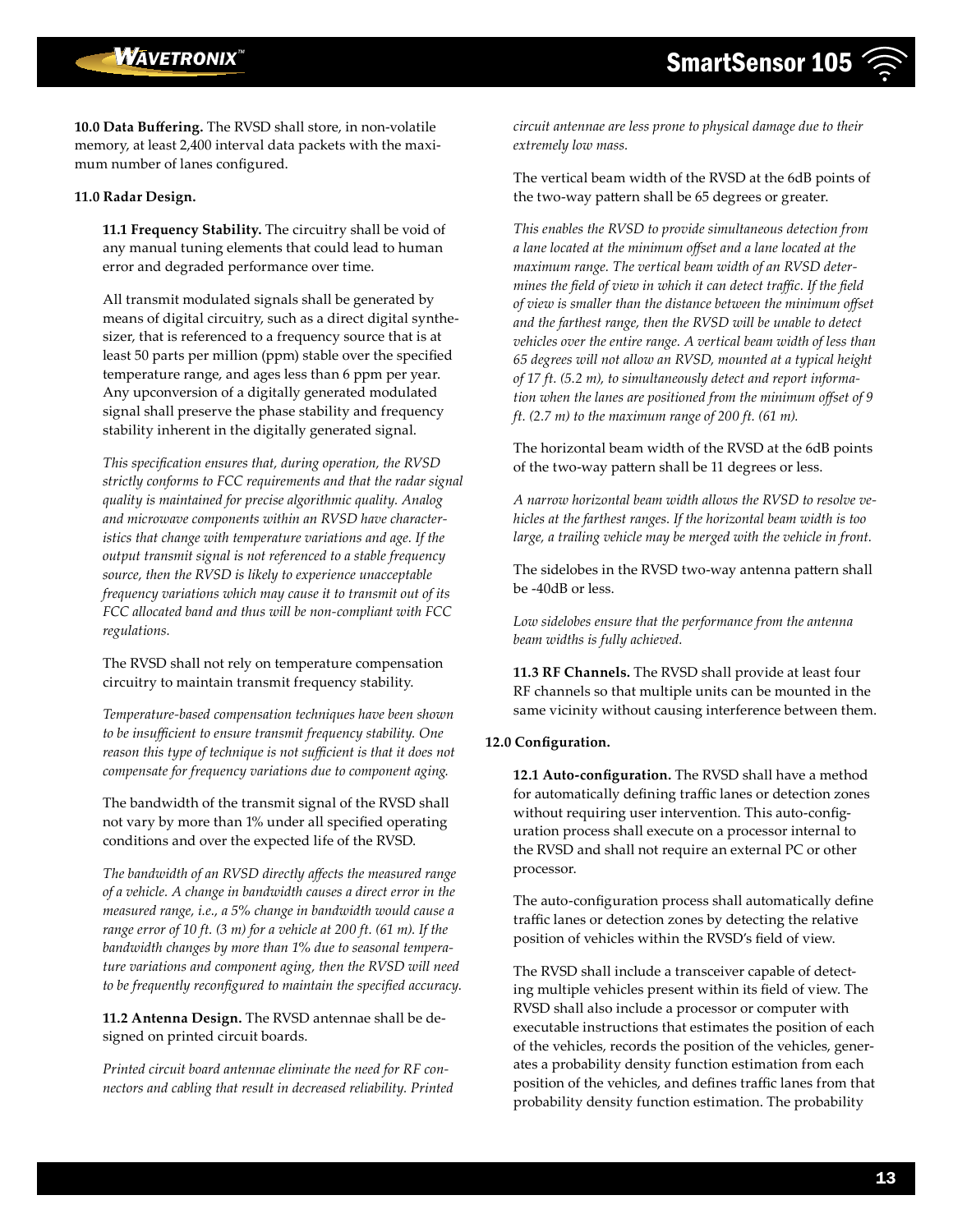**10.0 Data Buffering.** The RVSD shall store, in non-volatile memory, at least 2,400 interval data packets with the maximum number of lanes configured.

**11.0 Radar Design.**

**11.1 Frequency Stability.** The circuitry shall be void of any manual tuning elements that could lead to human error and degraded performance over time.

All transmit modulated signals shall be generated by means of digital circuitry, such as a direct digital synthesizer, that is referenced to a frequency source that is at least 50 parts per million (ppm) stable over the specified temperature range, and ages less than 6 ppm per year. Any upconversion of a digitally generated modulated signal shall preserve the phase stability and frequency stability inherent in the digitally generated signal.

*This specification ensures that, during operation, the RVSD strictly conforms to FCC requirements and that the radar signal quality is maintained for precise algorithmic quality. Analog and microwave components within an RVSD have characteristics that change with temperature variations and age. If the output transmit signal is not referenced to a stable frequency source, then the RVSD is likely to experience unacceptable frequency variations which may cause it to transmit out of its FCC allocated band and thus will be non-compliant with FCC regulations.*

The RVSD shall not rely on temperature compensation circuitry to maintain transmit frequency stability.

*Temperature-based compensation techniques have been shown to be insufficient to ensure transmit frequency stability. One reason this type of technique is not sufficient is that it does not compensate for frequency variations due to component aging.*

The bandwidth of the transmit signal of the RVSD shall not vary by more than 1% under all specified operating conditions and over the expected life of the RVSD.

*The bandwidth of an RVSD directly affects the measured range of a vehicle. A change in bandwidth causes a direct error in the measured range, i.e., a 5% change in bandwidth would cause a range error of 10 ft. (3 m) for a vehicle at 200 ft. (61 m). If the bandwidth changes by more than 1% due to seasonal temperature variations and component aging, then the RVSD will need to be frequently reconfigured to maintain the specified accuracy.*

**11.2 Antenna Design.** The RVSD antennae shall be designed on printed circuit boards.

*Printed circuit board antennae eliminate the need for RF connectors and cabling that result in decreased reliability. Printed circuit antennae are less prone to physical damage due to their extremely low mass.*

The vertical beam width of the RVSD at the 6dB points of the two-way pattern shall be 65 degrees or greater.

*This enables the RVSD to provide simultaneous detection from a lane located at the minimum offset and a lane located at the maximum range. The vertical beam width of an RVSD determines the field of view in which it can detect traffic. If the field of view is smaller than the distance between the minimum offset and the farthest range, then the RVSD will be unable to detect vehicles over the entire range. A vertical beam width of less than 65 degrees will not allow an RVSD, mounted at a typical height of 17 ft. (5.2 m), to simultaneously detect and report information when the lanes are positioned from the minimum offset of 9 ft. (2.7 m) to the maximum range of 200 ft. (61 m).*

The horizontal beam width of the RVSD at the 6dB points of the two-way pattern shall be 11 degrees or less.

*A narrow horizontal beam width allows the RVSD to resolve vehicles at the farthest ranges. If the horizontal beam width is too large, a trailing vehicle may be merged with the vehicle in front.*

The sidelobes in the RVSD two-way antenna pattern shall be -40dB or less.

*Low sidelobes ensure that the performance from the antenna beam widths is fully achieved.*

**11.3 RF Channels.** The RVSD shall provide at least four RF channels so that multiple units can be mounted in the same vicinity without causing interference between them.

**12.0 Configuration.**

**12.1 Auto-configuration.** The RVSD shall have a method for automatically defining traffic lanes or detection zones without requiring user intervention. This auto-configuration process shall execute on a processor internal to the RVSD and shall not require an external PC or other processor.

The auto-configuration process shall automatically define traffic lanes or detection zones by detecting the relative position of vehicles within the RVSD's field of view.

The RVSD shall include a transceiver capable of detecting multiple vehicles present within its field of view. The RVSD shall also include a processor or computer with executable instructions that estimates the position of each of the vehicles, records the position of the vehicles, generates a probability density function estimation from each position of the vehicles, and defines traffic lanes from that probability density function estimation. The probability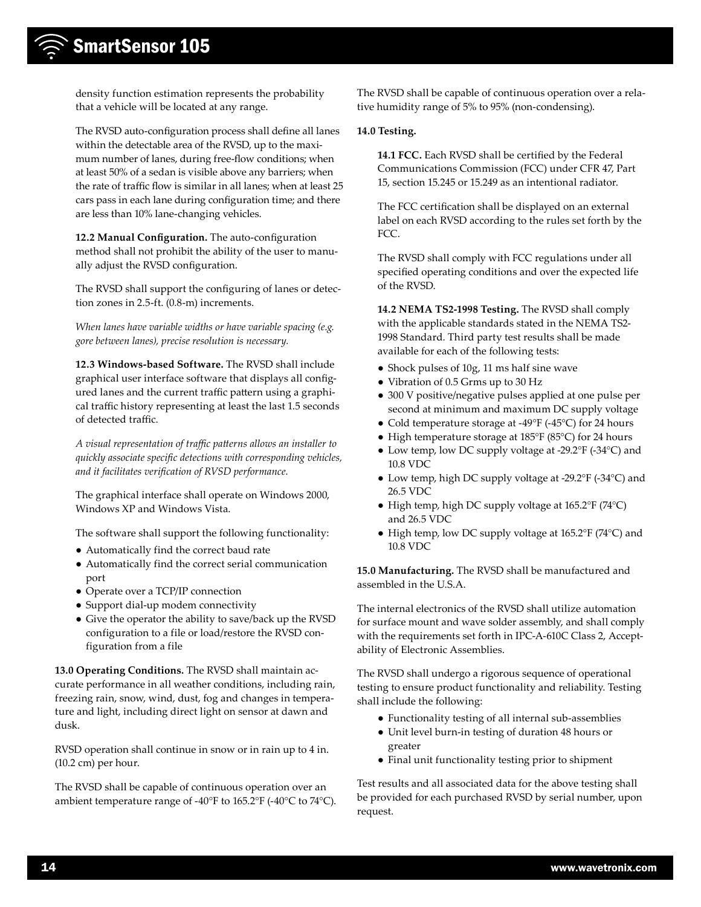density function estimation represents the probability that a vehicle will be located at any range.

The RVSD auto-configuration process shall define all lanes within the detectable area of the RVSD, up to the maximum number of lanes, during free-flow conditions; when at least 50% of a sedan is visible above any barriers; when the rate of traffic flow is similar in all lanes; when at least 25 cars pass in each lane during configuration time; and there are less than 10% lane-changing vehicles.

**12.2 Manual Configuration.** The auto-configuration method shall not prohibit the ability of the user to manually adjust the RVSD configuration.

The RVSD shall support the configuring of lanes or detection zones in 2.5-ft. (0.8-m) increments.

*When lanes have variable widths or have variable spacing (e.g. gore between lanes), precise resolution is necessary.*

**12.3 Windows-based Software.** The RVSD shall include graphical user interface software that displays all configured lanes and the current traffic pattern using a graphical traffic history representing at least the last 1.5 seconds of detected traffic.

*A visual representation of traffic patterns allows an installer to quickly associate specific detections with corresponding vehicles, and it facilitates verification of RVSD performance.*

The graphical interface shall operate on Windows 2000, Windows XP and Windows Vista.

The software shall support the following functionality:

- Automatically find the correct baud rate
- Automatically find the correct serial communication port
- Operate over a TCP/IP connection
- Support dial-up modem connectivity
- Give the operator the ability to save/back up the RVSD configuration to a file or load/restore the RVSD configuration from a file

**13.0 Operating Conditions.** The RVSD shall maintain accurate performance in all weather conditions, including rain, freezing rain, snow, wind, dust, fog and changes in temperature and light, including direct light on sensor at dawn and dusk.

RVSD operation shall continue in snow or in rain up to 4 in. (10.2 cm) per hour.

The RVSD shall be capable of continuous operation over an ambient temperature range of -40°F to 165.2°F (-40°C to 74°C).

The RVSD shall be capable of continuous operation over a relative humidity range of 5% to 95% (non-condensing).

**14.0 Testing.**

**14.1 FCC.** Each RVSD shall be certified by the Federal Communications Commission (FCC) under CFR 47, Part 15, section 15.245 or 15.249 as an intentional radiator.

The FCC certification shall be displayed on an external label on each RVSD according to the rules set forth by the FCC.

The RVSD shall comply with FCC regulations under all specified operating conditions and over the expected life of the RVSD.

**14.2 NEMA TS2-1998 Testing.** The RVSD shall comply with the applicable standards stated in the NEMA TS2-1998 Standard. Third party test results shall be made available for each of the following tests:

- Shock pulses of 10g, 11 ms half sine wave
- Vibration of 0.5 Grms up to 30 Hz
- 300 V positive/negative pulses applied at one pulse per second at minimum and maximum DC supply voltage
- Cold temperature storage at -49°F (-45°C) for 24 hours
- High temperature storage at 185°F (85°C) for 24 hours
- Low temp, low DC supply voltage at -29.2°F (-34°C) and 10.8 VDC
- Low temp, high DC supply voltage at -29.2°F (-34°C) and 26.5 VDC
- High temp, high DC supply voltage at 165.2°F (74°C) and 26.5 VDC
- High temp, low DC supply voltage at 165.2°F (74°C) and 10.8 VDC

**15.0 Manufacturing.** The RVSD shall be manufactured and assembled in the U.S.A.

The internal electronics of the RVSD shall utilize automation for surface mount and wave solder assembly, and shall comply with the requirements set forth in IPC-A-610C Class 2, Acceptability of Electronic Assemblies.

The RVSD shall undergo a rigorous sequence of operational testing to ensure product functionality and reliability. Testing shall include the following:

- Functionality testing of all internal sub-assemblies
- Unit level burn-in testing of duration 48 hours or greater
- Final unit functionality testing prior to shipment

Test results and all associated data for the above testing shall be provided for each purchased RVSD by serial number, upon request.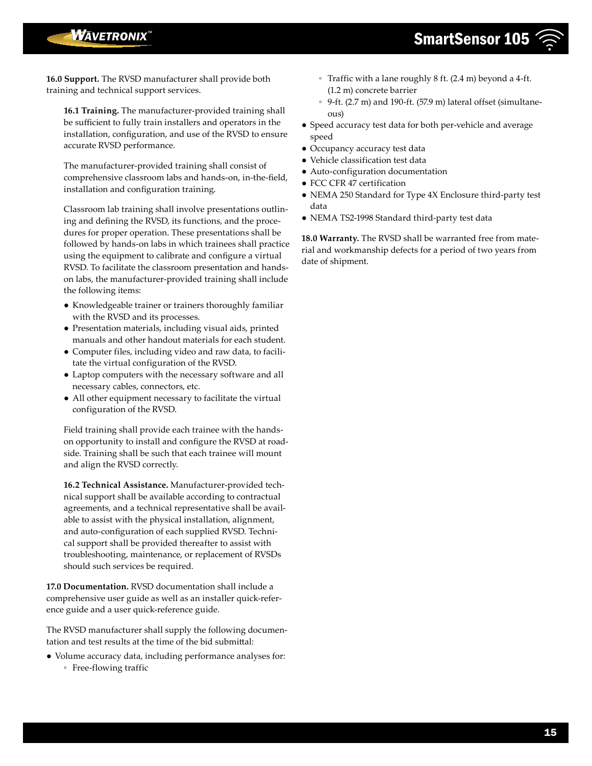**16.0 Support.** The RVSD manufacturer shall provide both training and technical support services.

**16.1 Training.** The manufacturer-provided training shall be sufficient to fully train installers and operators in the installation, configuration, and use of the RVSD to ensure accurate RVSD performance.

The manufacturer-provided training shall consist of comprehensive classroom labs and hands-on, in-the-field, installation and configuration training.

Classroom lab training shall involve presentations outlining and defining the RVSD, its functions, and the procedures for proper operation. These presentations shall be followed by hands-on labs in which trainees shall practice using the equipment to calibrate and configure a virtual RVSD. To facilitate the classroom presentation and hands-on labs, the manufacturer-provided training shall include the following items:

- Knowledgeable trainer or trainers thoroughly familiar with the RVSD and its processes.
- Presentation materials, including visual aids, printed manuals and other handout materials for each student.
- Computer files, including video and raw data, to facilitate the virtual configuration of the RVSD.
- Laptop computers with the necessary software and all necessary cables, connectors, etc.
- All other equipment necessary to facilitate the virtual configuration of the RVSD.

Field training shall provide each trainee with the hands-on opportunity to install and configure the RVSD at roadside. Training shall be such that each trainee will mount and align the RVSD correctly.

**16.2 Technical Assistance.** Manufacturer-provided technical support shall be available according to contractual agreements, and a technical representative shall be available to assist with the physical installation, alignment, and auto-configuration of each supplied RVSD. Technical support shall be provided thereafter to assist with troubleshooting, maintenance, or replacement of RVSDs should such services be required.

**17.0 Documentation.** RVSD documentation shall include a comprehensive user guide as well as an installer quick-reference guide and a user quick-reference guide.

The RVSD manufacturer shall supply the following documentation and test results at the time of the bid submittal:

- Volume accuracy data, including performance analyses for:
  - Free-flowing traffic
  - Traffic with a lane roughly 8 ft. (2.4 m) beyond a 4-ft. (1.2 m) concrete barrier
  - 9-ft. (2.7 m) and 190-ft. (57.9 m) lateral offset (simultaneous)
- Speed accuracy test data for both per-vehicle and average speed
- Occupancy accuracy test data
- Vehicle classification test data
- Auto-configuration documentation
- FCC CFR 47 certification
- NEMA 250 Standard for Type 4X Enclosure third-party test data
- NEMA TS2-1998 Standard third-party test data

**18.0 Warranty.** The RVSD shall be warranted free from material and workmanship defects for a period of two years from date of shipment.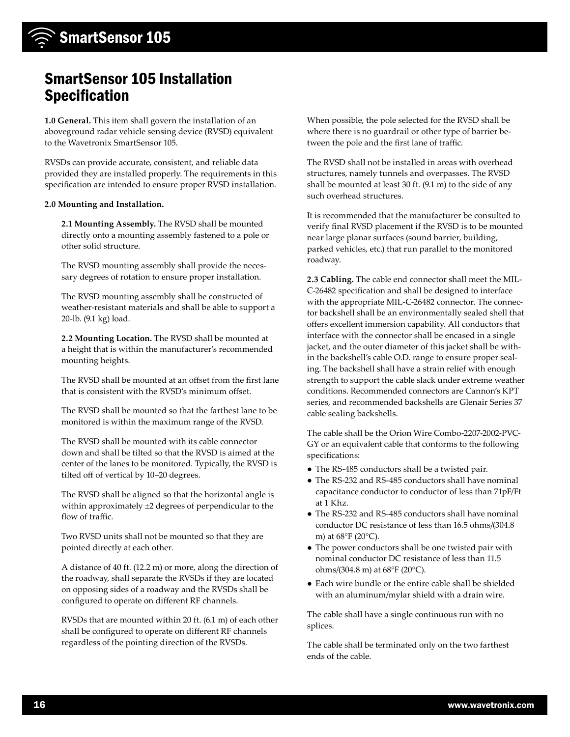# SmartSensor 105 Installation Specification

**1.0 General.** This item shall govern the installation of an aboveground radar vehicle sensing device (RVSD) equivalent to the Wavetronix SmartSensor 105.

RVSDs can provide accurate, consistent, and reliable data provided they are installed properly. The requirements in this specification are intended to ensure proper RVSD installation.

**2.0 Mounting and Installation.**

**2.1 Mounting Assembly.** The RVSD shall be mounted directly onto a mounting assembly fastened to a pole or other solid structure.

The RVSD mounting assembly shall provide the necessary degrees of rotation to ensure proper installation.

The RVSD mounting assembly shall be constructed of weather-resistant materials and shall be able to support a 20-lb. (9.1 kg) load.

**2.2 Mounting Location.** The RVSD shall be mounted at a height that is within the manufacturer's recommended mounting heights.

The RVSD shall be mounted at an offset from the first lane that is consistent with the RVSD's minimum offset.

The RVSD shall be mounted so that the farthest lane to be monitored is within the maximum range of the RVSD.

The RVSD shall be mounted with its cable connector down and shall be tilted so that the RVSD is aimed at the center of the lanes to be monitored. Typically, the RVSD is tilted off of vertical by 10–20 degrees.

The RVSD shall be aligned so that the horizontal angle is within approximately ±2 degrees of perpendicular to the flow of traffic.

Two RVSD units shall not be mounted so that they are pointed directly at each other.

A distance of 40 ft. (12.2 m) or more, along the direction of the roadway, shall separate the RVSDs if they are located on opposing sides of a roadway and the RVSDs shall be configured to operate on different RF channels.

RVSDs that are mounted within 20 ft. (6.1 m) of each other shall be configured to operate on different RF channels regardless of the pointing direction of the RVSDs.

When possible, the pole selected for the RVSD shall be where there is no guardrail or other type of barrier between the pole and the first lane of traffic.

The RVSD shall not be installed in areas with overhead structures, namely tunnels and overpasses. The RVSD shall be mounted at least 30 ft. (9.1 m) to the side of any such overhead structures.

It is recommended that the manufacturer be consulted to verify final RVSD placement if the RVSD is to be mounted near large planar surfaces (sound barrier, building, parked vehicles, etc.) that run parallel to the monitored roadway.

**2.3 Cabling.** The cable end connector shall meet the MIL-C-26482 specification and shall be designed to interface with the appropriate MIL-C-26482 connector. The connector backshell shall be an environmentally sealed shell that offers excellent immersion capability. All conductors that interface with the connector shall be encased in a single jacket, and the outer diameter of this jacket shall be within the backshell's cable O.D. range to ensure proper sealing. The backshell shall have a strain relief with enough strength to support the cable slack under extreme weather conditions. Recommended connectors are Cannon's KPT series, and recommended backshells are Glenair Series 37 cable sealing backshells.

The cable shall be the Orion Wire Combo-2207-2002-PVC-GY or an equivalent cable that conforms to the following specifications:

- The RS-485 conductors shall be a twisted pair.
- The RS-232 and RS-485 conductors shall have nominal capacitance conductor to conductor of less than 71pF/Ft at 1 Khz.
- The RS-232 and RS-485 conductors shall have nominal conductor DC resistance of less than 16.5 ohms/(304.8 m) at 68°F (20°C).
- The power conductors shall be one twisted pair with nominal conductor DC resistance of less than 11.5 ohms/(304.8 m) at 68°F (20°C).
- Each wire bundle or the entire cable shall be shielded with an aluminum/mylar shield with a drain wire.

The cable shall have a single continuous run with no splices.

The cable shall be terminated only on the two farthest ends of the cable.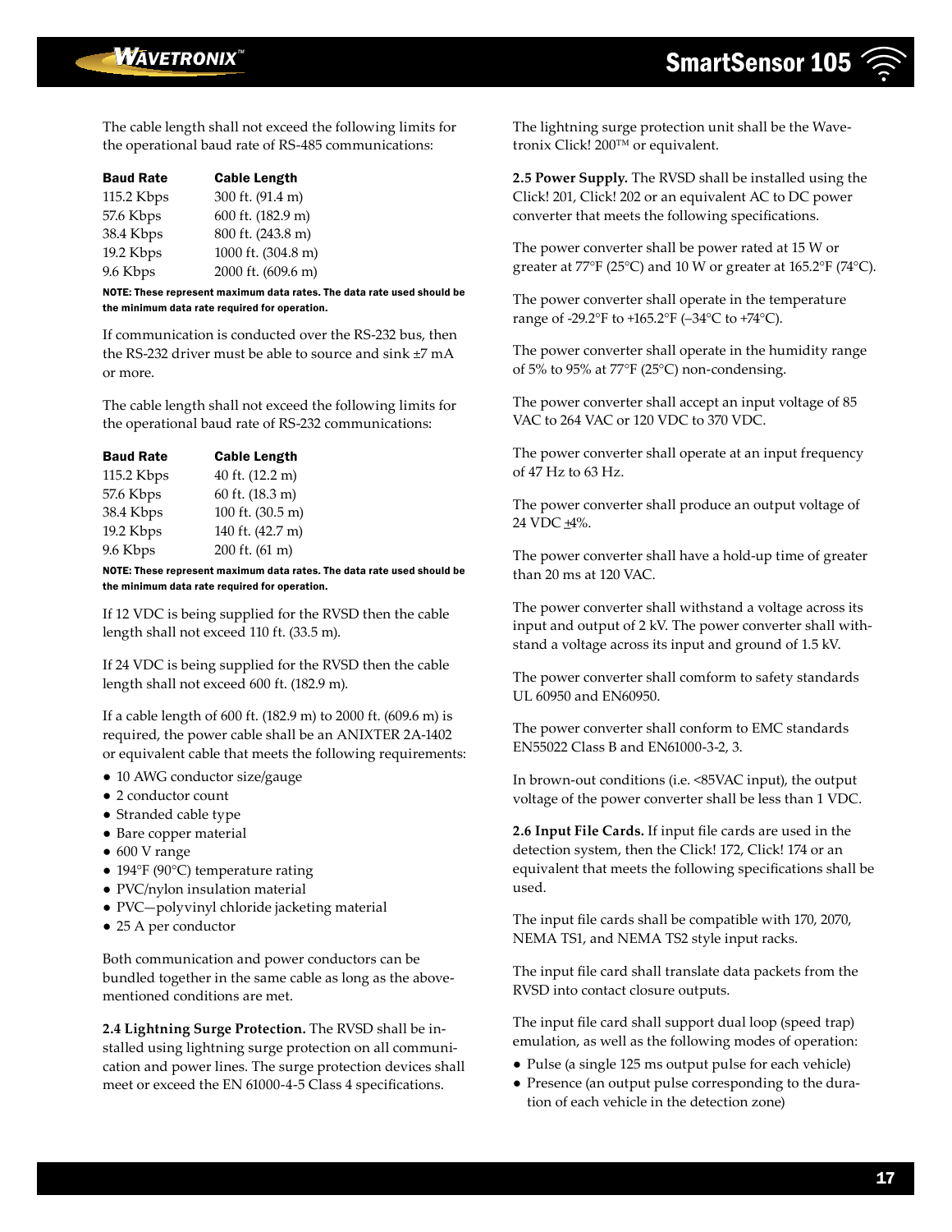The cable length shall not exceed the following limits for the operational baud rate of RS-485 communications:

| Baud Rate | Cable Length |
|---|---|
| 115.2 Kbps | 300 ft. (91.4 m) |
| 57.6 Kbps | 600 ft. (182.9 m) |
| 38.4 Kbps | 800 ft. (243.8 m) |
| 19.2 Kbps | 1000 ft. (304.8 m) |
| 9.6 Kbps | 2000 ft. (609.6 m) |

**NOTE: These represent maximum data rates. The data rate used should be the minimum data rate required for operation.**

If communication is conducted over the RS-232 bus, then the RS-232 driver must be able to source and sink ±7 mA or more.

The cable length shall not exceed the following limits for the operational baud rate of RS-232 communications:

| Baud Rate | Cable Length |
|---|---|
| 115.2 Kbps | 40 ft. (12.2 m) |
| 57.6 Kbps | 60 ft. (18.3 m) |
| 38.4 Kbps | 100 ft. (30.5 m) |
| 19.2 Kbps | 140 ft. (42.7 m) |
| 9.6 Kbps | 200 ft. (61 m) |

**NOTE: These represent maximum data rates. The data rate used should be the minimum data rate required for operation.**

If 12 VDC is being supplied for the RVSD then the cable length shall not exceed 110 ft. (33.5 m).

If 24 VDC is being supplied for the RVSD then the cable length shall not exceed 600 ft. (182.9 m).

If a cable length of 600 ft. (182.9 m) to 2000 ft. (609.6 m) is required, the power cable shall be an ANIXTER 2A-1402 or equivalent cable that meets the following requirements:

- 10 AWG conductor size/gauge
- 2 conductor count
- Stranded cable type
- Bare copper material
- 600 V range
- 194°F (90°C) temperature rating
- PVC/nylon insulation material
- PVC—polyvinyl chloride jacketing material
- 25 A per conductor

Both communication and power conductors can be bundled together in the same cable as long as the above-mentioned conditions are met.

**2.4 Lightning Surge Protection.** The RVSD shall be installed using lightning surge protection on all communication and power lines. The surge protection devices shall meet or exceed the EN 61000-4-5 Class 4 specifications.

The lightning surge protection unit shall be the Wavetronix Click! 200™ or equivalent.

**2.5 Power Supply.** The RVSD shall be installed using the Click! 201, Click! 202 or an equivalent AC to DC power converter that meets the following specifications.

The power converter shall be power rated at 15 W or greater at 77°F (25°C) and 10 W or greater at 165.2°F (74°C).

The power converter shall operate in the temperature range of -29.2°F to +165.2°F (–34°C to +74°C).

The power converter shall operate in the humidity range of 5% to 95% at 77°F (25°C) non-condensing.

The power converter shall accept an input voltage of 85 VAC to 264 VAC or 120 VDC to 370 VDC.

The power converter shall operate at an input frequency of 47 Hz to 63 Hz.

The power converter shall produce an output voltage of 24 VDC ±4%.

The power converter shall have a hold-up time of greater than 20 ms at 120 VAC.

The power converter shall withstand a voltage across its input and output of 2 kV. The power converter shall withstand a voltage across its input and ground of 1.5 kV.

The power converter shall comform to safety standards UL 60950 and EN60950.

The power converter shall conform to EMC standards EN55022 Class B and EN61000-3-2, 3.

In brown-out conditions (i.e. <85VAC input), the output voltage of the power converter shall be less than 1 VDC.

**2.6 Input File Cards.** If input file cards are used in the detection system, then the Click! 172, Click! 174 or an equivalent that meets the following specifications shall be used.

The input file cards shall be compatible with 170, 2070, NEMA TS1, and NEMA TS2 style input racks.

The input file card shall translate data packets from the RVSD into contact closure outputs.

The input file card shall support dual loop (speed trap) emulation, as well as the following modes of operation:

- Pulse (a single 125 ms output pulse for each vehicle)
- Presence (an output pulse corresponding to the duration of each vehicle in the detection zone)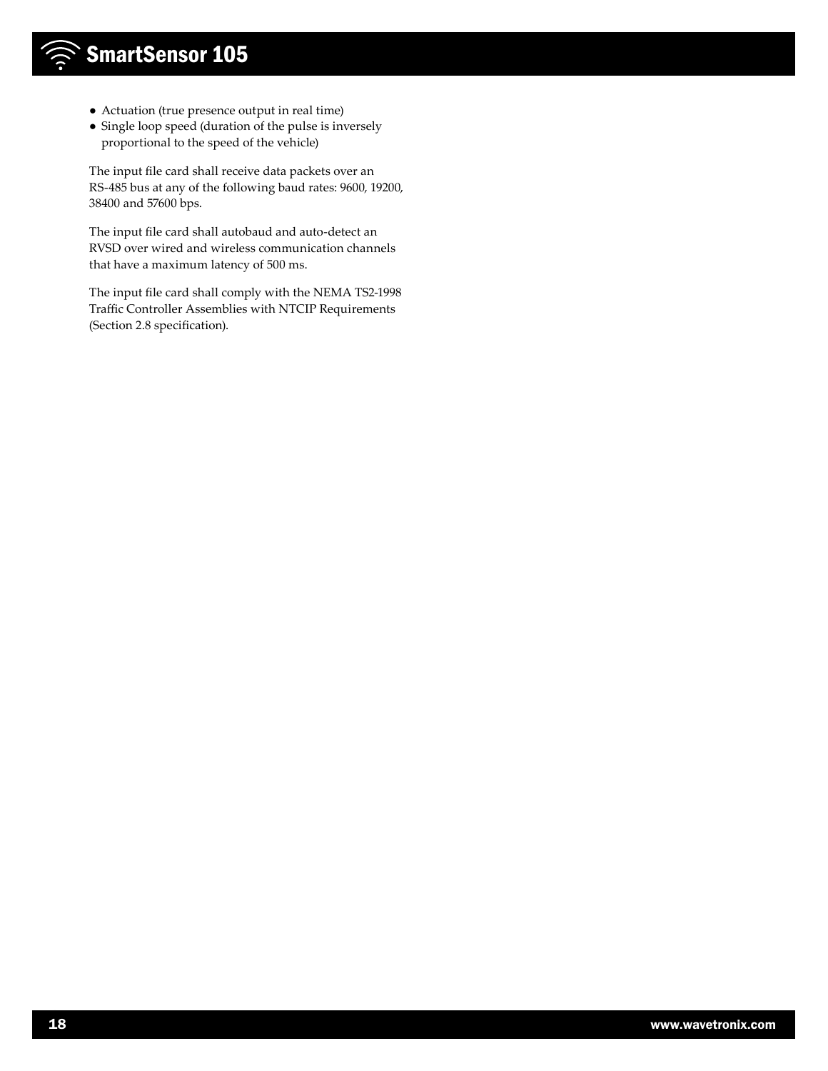- Actuation (true presence output in real time)
- Single loop speed (duration of the pulse is inversely proportional to the speed of the vehicle)

The input file card shall receive data packets over an RS-485 bus at any of the following baud rates: 9600, 19200, 38400 and 57600 bps.

The input file card shall autobaud and auto-detect an RVSD over wired and wireless communication channels that have a maximum latency of 500 ms.

The input file card shall comply with the NEMA TS2-1998 Traffic Controller Assemblies with NTCIP Requirements (Section 2.8 specification).